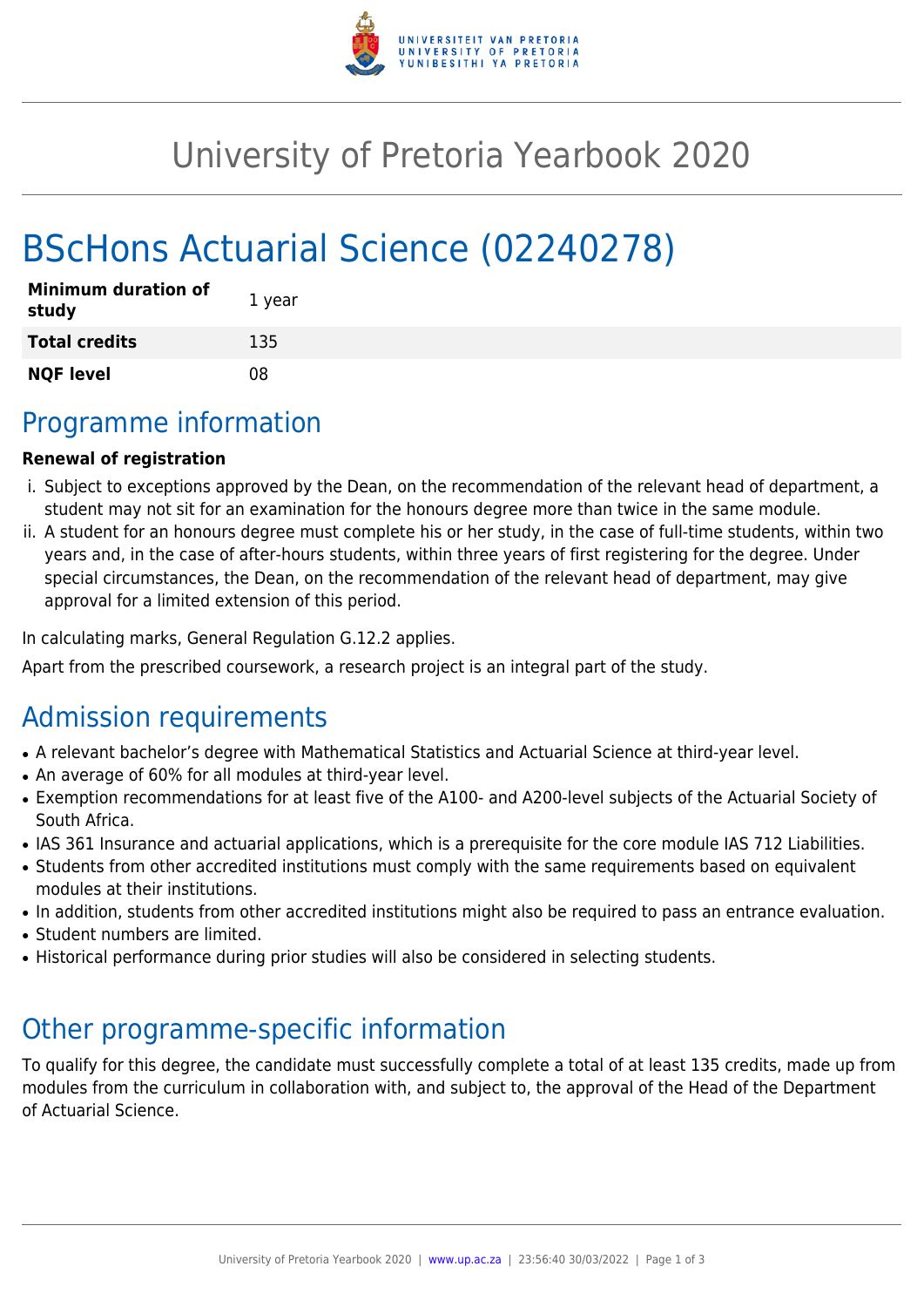# University of Pretoria Yearbook 2020

# BScHons Actuarial Science (02240278)

| Minimum duration of study | 1 year |
|---|---|
| **Total credits** | 135 |
| **NQF level** | 08 |

## Programme information

**Renewal of registration**

i. Subject to exceptions approved by the Dean, on the recommendation of the relevant head of department, a student may not sit for an examination for the honours degree more than twice in the same module.

ii. A student for an honours degree must complete his or her study, in the case of full-time students, within two years and, in the case of after-hours students, within three years of first registering for the degree. Under special circumstances, the Dean, on the recommendation of the relevant head of department, may give approval for a limited extension of this period.

In calculating marks, General Regulation G.12.2 applies.

Apart from the prescribed coursework, a research project is an integral part of the study.

## Admission requirements

- A relevant bachelor's degree with Mathematical Statistics and Actuarial Science at third-year level.
- An average of 60% for all modules at third-year level.
- Exemption recommendations for at least five of the A100- and A200-level subjects of the Actuarial Society of South Africa.
- IAS 361 Insurance and actuarial applications, which is a prerequisite for the core module IAS 712 Liabilities.
- Students from other accredited institutions must comply with the same requirements based on equivalent modules at their institutions.
- In addition, students from other accredited institutions might also be required to pass an entrance evaluation.
- Student numbers are limited.
- Historical performance during prior studies will also be considered in selecting students.

## Other programme-specific information

To qualify for this degree, the candidate must successfully complete a total of at least 135 credits, made up from modules from the curriculum in collaboration with, and subject to, the approval of the Head of the Department of Actuarial Science.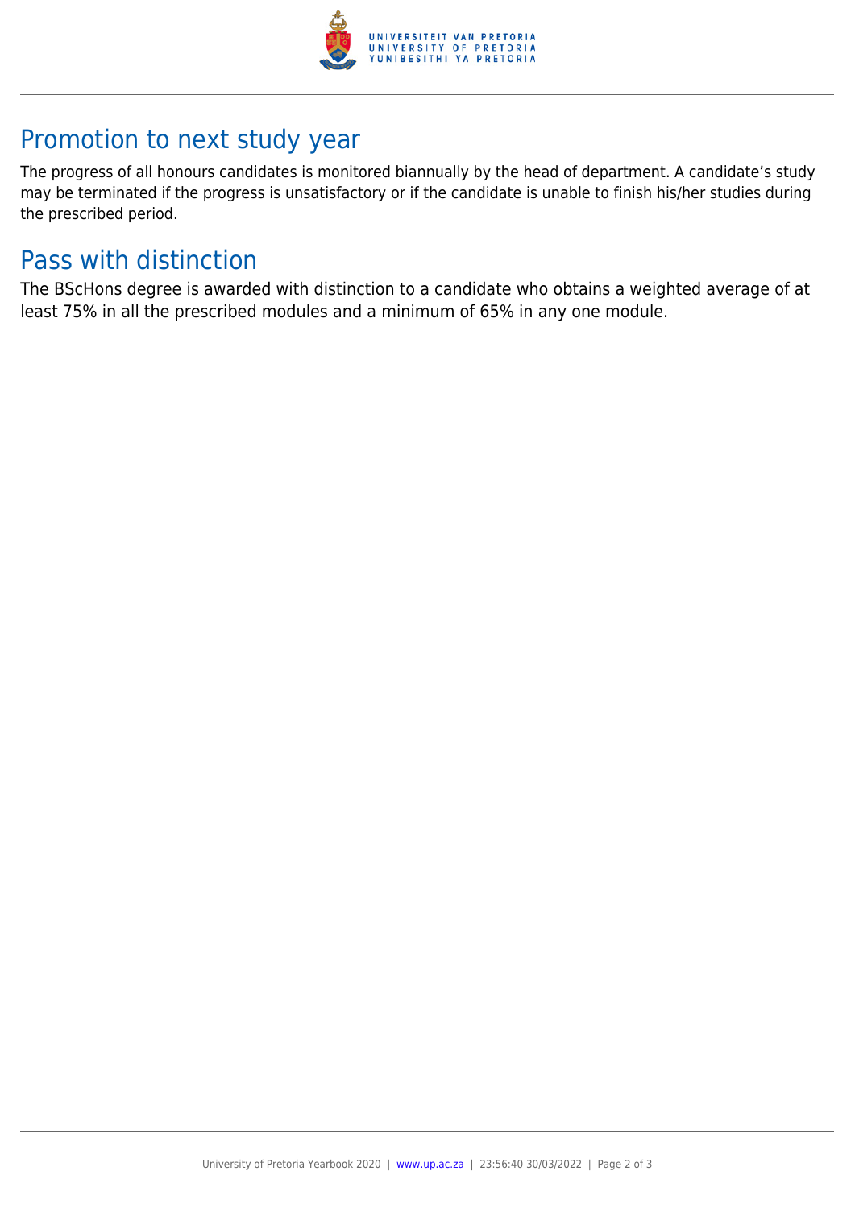## Promotion to next study year

The progress of all honours candidates is monitored biannually by the head of department. A candidate's study may be terminated if the progress is unsatisfactory or if the candidate is unable to finish his/her studies during the prescribed period.

## Pass with distinction

The BScHons degree is awarded with distinction to a candidate who obtains a weighted average of at least 75% in all the prescribed modules and a minimum of 65% in any one module.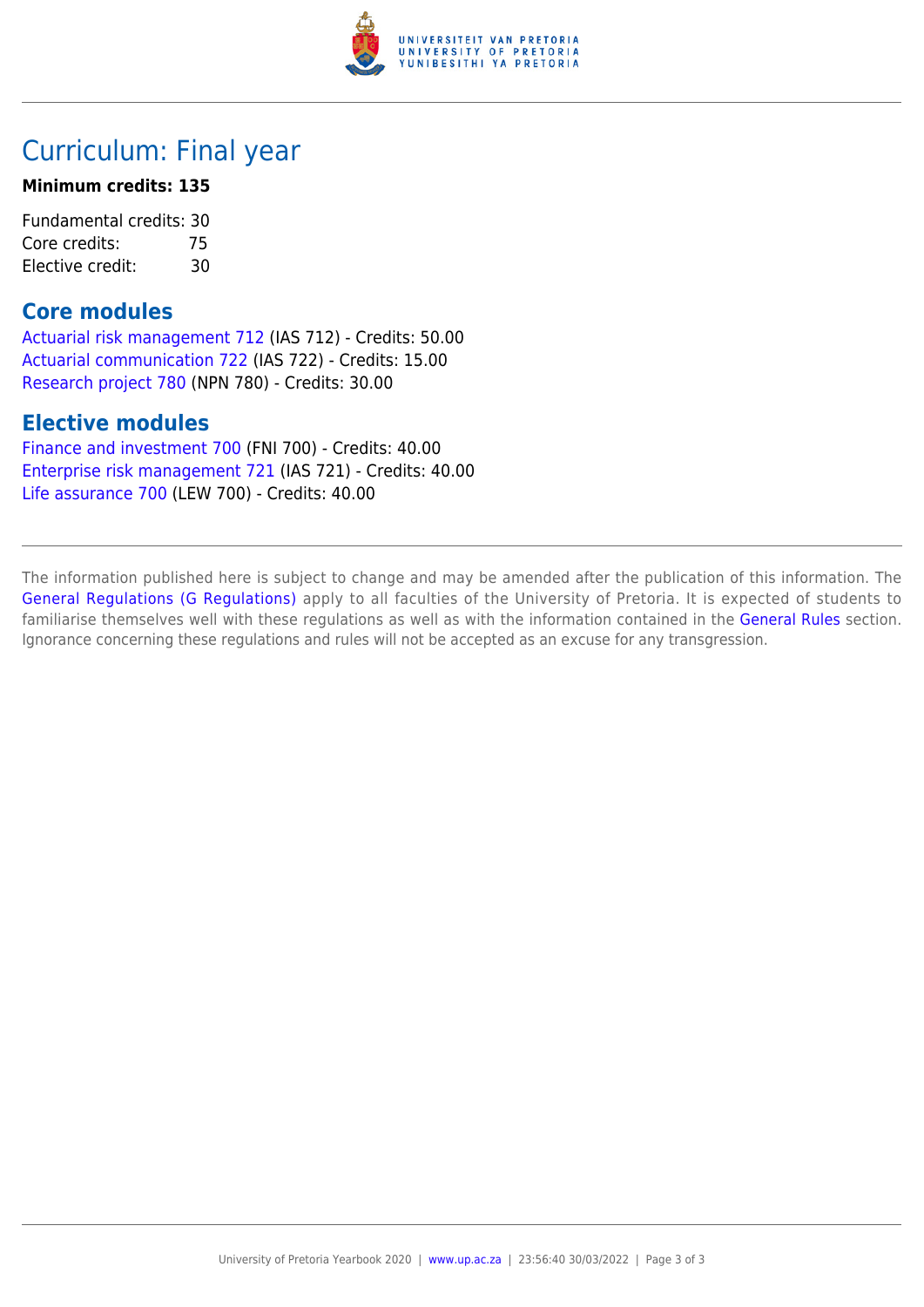# Curriculum: Final year

**Minimum credits: 135**

Fundamental credits: 30
Core credits: 75
Elective credit: 30

## Core modules

Actuarial risk management 712 (IAS 712) - Credits: 50.00
Actuarial communication 722 (IAS 722) - Credits: 15.00
Research project 780 (NPN 780) - Credits: 30.00

## Elective modules

Finance and investment 700 (FNI 700) - Credits: 40.00
Enterprise risk management 721 (IAS 721) - Credits: 40.00
Life assurance 700 (LEW 700) - Credits: 40.00

The information published here is subject to change and may be amended after the publication of this information. The General Regulations (G Regulations) apply to all faculties of the University of Pretoria. It is expected of students to familiarise themselves well with these regulations as well as with the information contained in the General Rules section. Ignorance concerning these regulations and rules will not be accepted as an excuse for any transgression.